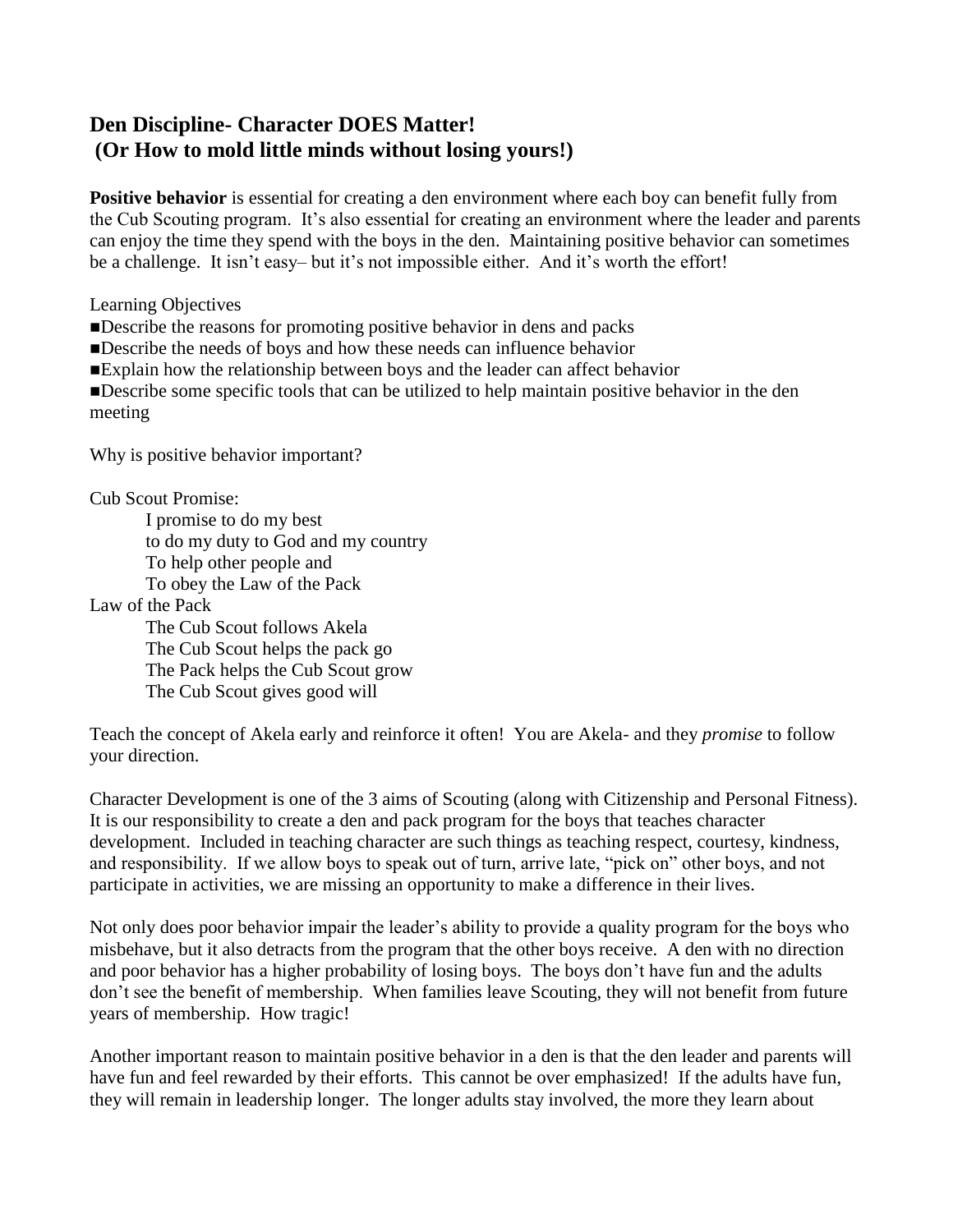## Den Discipline- Character DOES Matter!
## (Or How to mold little minds without losing yours!)

**Positive behavior** is essential for creating a den environment where each boy can benefit fully from the Cub Scouting program. It's also essential for creating an environment where the leader and parents can enjoy the time they spend with the boys in the den. Maintaining positive behavior can sometimes be a challenge. It isn't easy– but it's not impossible either. And it's worth the effort!

Learning Objectives

- Describe the reasons for promoting positive behavior in dens and packs
- Describe the needs of boys and how these needs can influence behavior
- Explain how the relationship between boys and the leader can affect behavior
- Describe some specific tools that can be utilized to help maintain positive behavior in the den meeting

Why is positive behavior important?

Cub Scout Promise:

> I promise to do my best
> to do my duty to God and my country
> To help other people and
> To obey the Law of the Pack

Law of the Pack

> The Cub Scout follows Akela
> The Cub Scout helps the pack go
> The Pack helps the Cub Scout grow
> The Cub Scout gives good will

Teach the concept of Akela early and reinforce it often! You are Akela- and they *promise* to follow your direction.

Character Development is one of the 3 aims of Scouting (along with Citizenship and Personal Fitness). It is our responsibility to create a den and pack program for the boys that teaches character development. Included in teaching character are such things as teaching respect, courtesy, kindness, and responsibility. If we allow boys to speak out of turn, arrive late, "pick on" other boys, and not participate in activities, we are missing an opportunity to make a difference in their lives.

Not only does poor behavior impair the leader's ability to provide a quality program for the boys who misbehave, but it also detracts from the program that the other boys receive. A den with no direction and poor behavior has a higher probability of losing boys. The boys don't have fun and the adults don't see the benefit of membership. When families leave Scouting, they will not benefit from future years of membership. How tragic!

Another important reason to maintain positive behavior in a den is that the den leader and parents will have fun and feel rewarded by their efforts. This cannot be over emphasized! If the adults have fun, they will remain in leadership longer. The longer adults stay involved, the more they learn about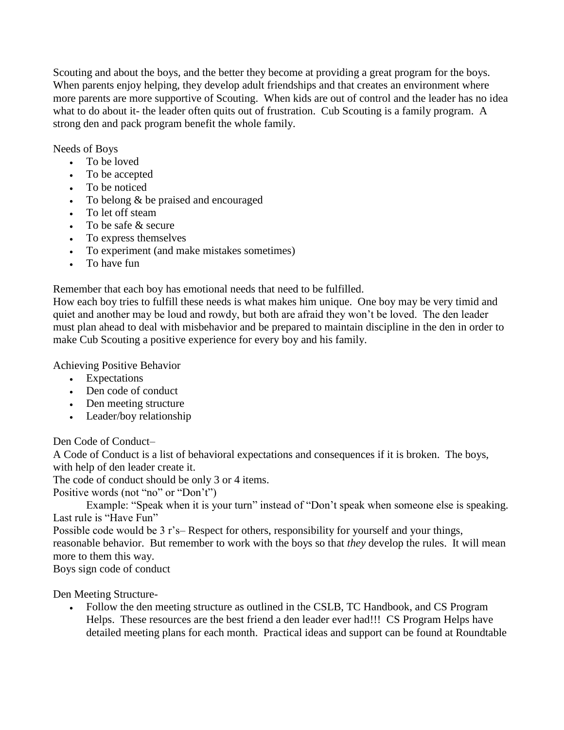Scouting and about the boys, and the better they become at providing a great program for the boys. When parents enjoy helping, they develop adult friendships and that creates an environment where more parents are more supportive of Scouting. When kids are out of control and the leader has no idea what to do about it- the leader often quits out of frustration. Cub Scouting is a family program. A strong den and pack program benefit the whole family.

Needs of Boys

- To be loved
- To be accepted
- To be noticed
- To belong & be praised and encouraged
- To let off steam
- To be safe & secure
- To express themselves
- To experiment (and make mistakes sometimes)
- To have fun

Remember that each boy has emotional needs that need to be fulfilled.
How each boy tries to fulfill these needs is what makes him unique. One boy may be very timid and quiet and another may be loud and rowdy, but both are afraid they won't be loved. The den leader must plan ahead to deal with misbehavior and be prepared to maintain discipline in the den in order to make Cub Scouting a positive experience for every boy and his family.

Achieving Positive Behavior

- Expectations
- Den code of conduct
- Den meeting structure
- Leader/boy relationship

Den Code of Conduct–

A Code of Conduct is a list of behavioral expectations and consequences if it is broken. The boys, with help of den leader create it.
The code of conduct should be only 3 or 4 items.
Positive words (not "no" or "Don't")
    Example: "Speak when it is your turn" instead of "Don't speak when someone else is speaking.
Last rule is "Have Fun"
Possible code would be 3 r's– Respect for others, responsibility for yourself and your things, reasonable behavior. But remember to work with the boys so that *they* develop the rules. It will mean more to them this way.
Boys sign code of conduct

Den Meeting Structure-

- Follow the den meeting structure as outlined in the CSLB, TC Handbook, and CS Program Helps. These resources are the best friend a den leader ever had!!! CS Program Helps have detailed meeting plans for each month. Practical ideas and support can be found at Roundtable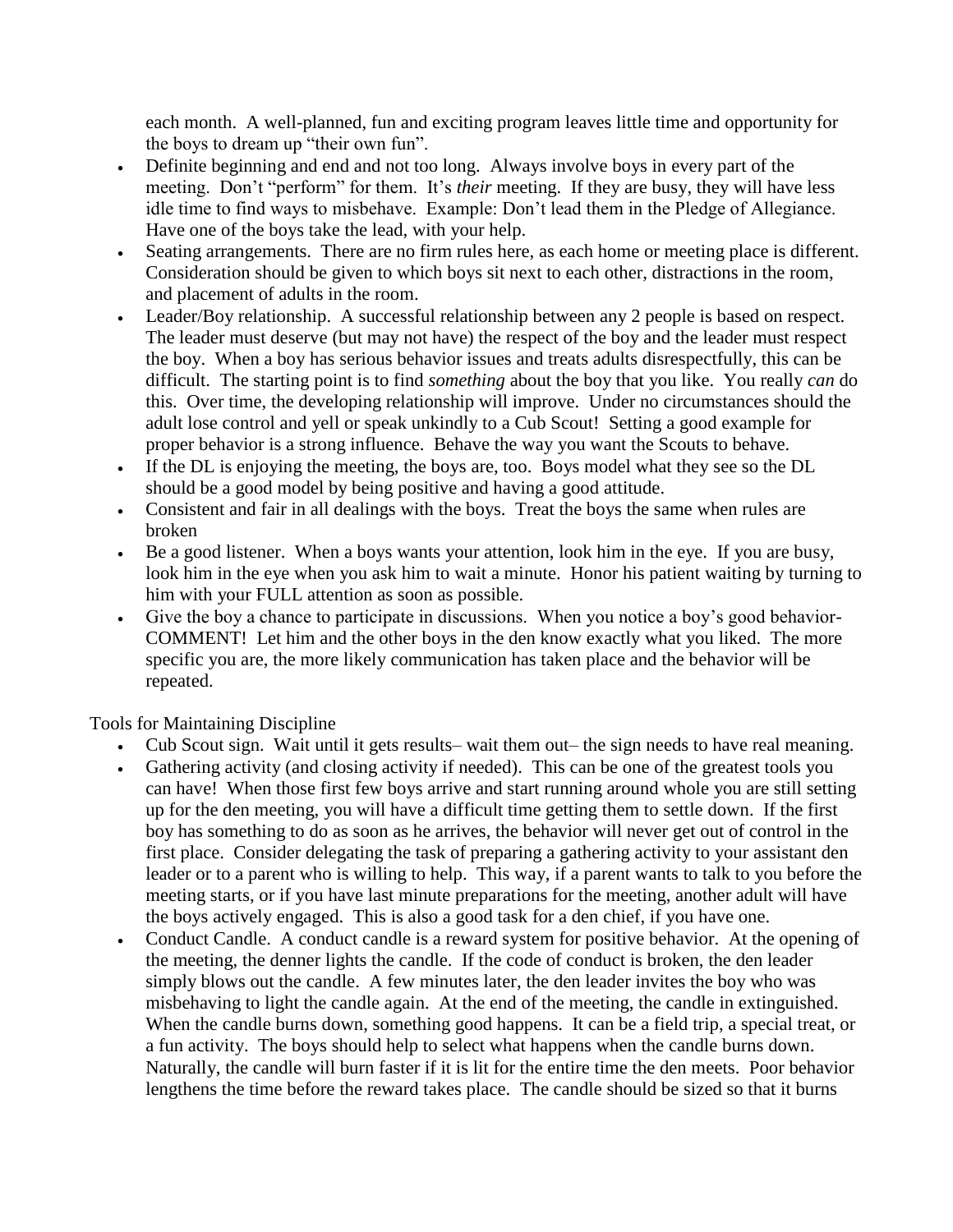each month. A well-planned, fun and exciting program leaves little time and opportunity for the boys to dream up "their own fun".

- Definite beginning and end and not too long. Always involve boys in every part of the meeting. Don't "perform" for them. It's *their* meeting. If they are busy, they will have less idle time to find ways to misbehave. Example: Don't lead them in the Pledge of Allegiance. Have one of the boys take the lead, with your help.
- Seating arrangements. There are no firm rules here, as each home or meeting place is different. Consideration should be given to which boys sit next to each other, distractions in the room, and placement of adults in the room.
- Leader/Boy relationship. A successful relationship between any 2 people is based on respect. The leader must deserve (but may not have) the respect of the boy and the leader must respect the boy. When a boy has serious behavior issues and treats adults disrespectfully, this can be difficult. The starting point is to find *something* about the boy that you like. You really *can* do this. Over time, the developing relationship will improve. Under no circumstances should the adult lose control and yell or speak unkindly to a Cub Scout! Setting a good example for proper behavior is a strong influence. Behave the way you want the Scouts to behave.
- If the DL is enjoying the meeting, the boys are, too. Boys model what they see so the DL should be a good model by being positive and having a good attitude.
- Consistent and fair in all dealings with the boys. Treat the boys the same when rules are broken
- Be a good listener. When a boys wants your attention, look him in the eye. If you are busy, look him in the eye when you ask him to wait a minute. Honor his patient waiting by turning to him with your FULL attention as soon as possible.
- Give the boy a chance to participate in discussions. When you notice a boy's good behavior- COMMENT! Let him and the other boys in the den know exactly what you liked. The more specific you are, the more likely communication has taken place and the behavior will be repeated.

Tools for Maintaining Discipline

- Cub Scout sign. Wait until it gets results– wait them out– the sign needs to have real meaning.
- Gathering activity (and closing activity if needed). This can be one of the greatest tools you can have! When those first few boys arrive and start running around whole you are still setting up for the den meeting, you will have a difficult time getting them to settle down. If the first boy has something to do as soon as he arrives, the behavior will never get out of control in the first place. Consider delegating the task of preparing a gathering activity to your assistant den leader or to a parent who is willing to help. This way, if a parent wants to talk to you before the meeting starts, or if you have last minute preparations for the meeting, another adult will have the boys actively engaged. This is also a good task for a den chief, if you have one.
- Conduct Candle. A conduct candle is a reward system for positive behavior. At the opening of the meeting, the denner lights the candle. If the code of conduct is broken, the den leader simply blows out the candle. A few minutes later, the den leader invites the boy who was misbehaving to light the candle again. At the end of the meeting, the candle in extinguished. When the candle burns down, something good happens. It can be a field trip, a special treat, or a fun activity. The boys should help to select what happens when the candle burns down. Naturally, the candle will burn faster if it is lit for the entire time the den meets. Poor behavior lengthens the time before the reward takes place. The candle should be sized so that it burns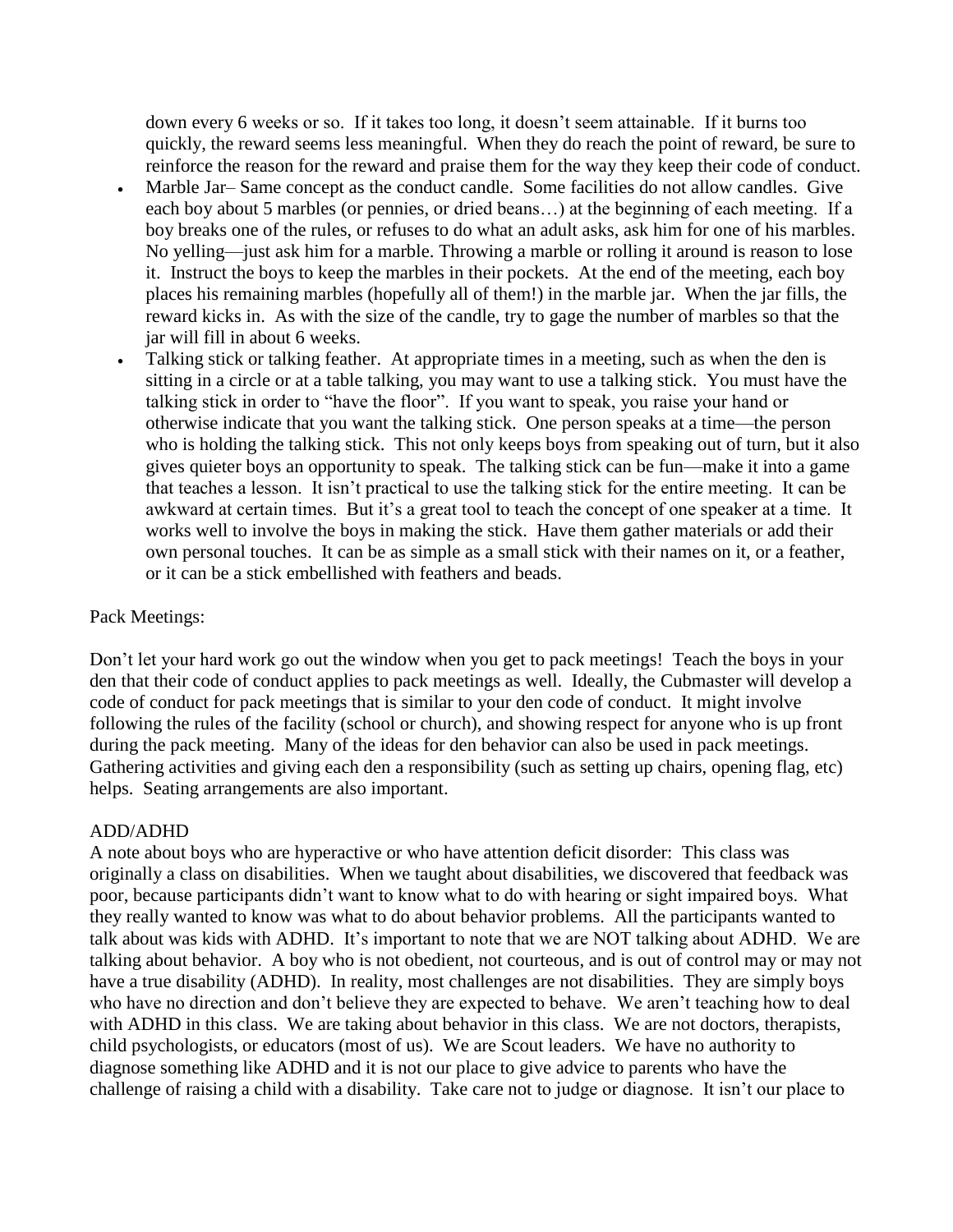down every 6 weeks or so. If it takes too long, it doesn't seem attainable. If it burns too quickly, the reward seems less meaningful. When they do reach the point of reward, be sure to reinforce the reason for the reward and praise them for the way they keep their code of conduct.

- Marble Jar– Same concept as the conduct candle. Some facilities do not allow candles. Give each boy about 5 marbles (or pennies, or dried beans…) at the beginning of each meeting. If a boy breaks one of the rules, or refuses to do what an adult asks, ask him for one of his marbles. No yelling—just ask him for a marble. Throwing a marble or rolling it around is reason to lose it. Instruct the boys to keep the marbles in their pockets. At the end of the meeting, each boy places his remaining marbles (hopefully all of them!) in the marble jar. When the jar fills, the reward kicks in. As with the size of the candle, try to gage the number of marbles so that the jar will fill in about 6 weeks.
- Talking stick or talking feather. At appropriate times in a meeting, such as when the den is sitting in a circle or at a table talking, you may want to use a talking stick. You must have the talking stick in order to "have the floor". If you want to speak, you raise your hand or otherwise indicate that you want the talking stick. One person speaks at a time—the person who is holding the talking stick. This not only keeps boys from speaking out of turn, but it also gives quieter boys an opportunity to speak. The talking stick can be fun—make it into a game that teaches a lesson. It isn't practical to use the talking stick for the entire meeting. It can be awkward at certain times. But it's a great tool to teach the concept of one speaker at a time. It works well to involve the boys in making the stick. Have them gather materials or add their own personal touches. It can be as simple as a small stick with their names on it, or a feather, or it can be a stick embellished with feathers and beads.

Pack Meetings:

Don't let your hard work go out the window when you get to pack meetings! Teach the boys in your den that their code of conduct applies to pack meetings as well. Ideally, the Cubmaster will develop a code of conduct for pack meetings that is similar to your den code of conduct. It might involve following the rules of the facility (school or church), and showing respect for anyone who is up front during the pack meeting. Many of the ideas for den behavior can also be used in pack meetings. Gathering activities and giving each den a responsibility (such as setting up chairs, opening flag, etc) helps. Seating arrangements are also important.

ADD/ADHD

A note about boys who are hyperactive or who have attention deficit disorder: This class was originally a class on disabilities. When we taught about disabilities, we discovered that feedback was poor, because participants didn't want to know what to do with hearing or sight impaired boys. What they really wanted to know was what to do about behavior problems. All the participants wanted to talk about was kids with ADHD. It's important to note that we are NOT talking about ADHD. We are talking about behavior. A boy who is not obedient, not courteous, and is out of control may or may not have a true disability (ADHD). In reality, most challenges are not disabilities. They are simply boys who have no direction and don't believe they are expected to behave. We aren't teaching how to deal with ADHD in this class. We are taking about behavior in this class. We are not doctors, therapists, child psychologists, or educators (most of us). We are Scout leaders. We have no authority to diagnose something like ADHD and it is not our place to give advice to parents who have the challenge of raising a child with a disability. Take care not to judge or diagnose. It isn't our place to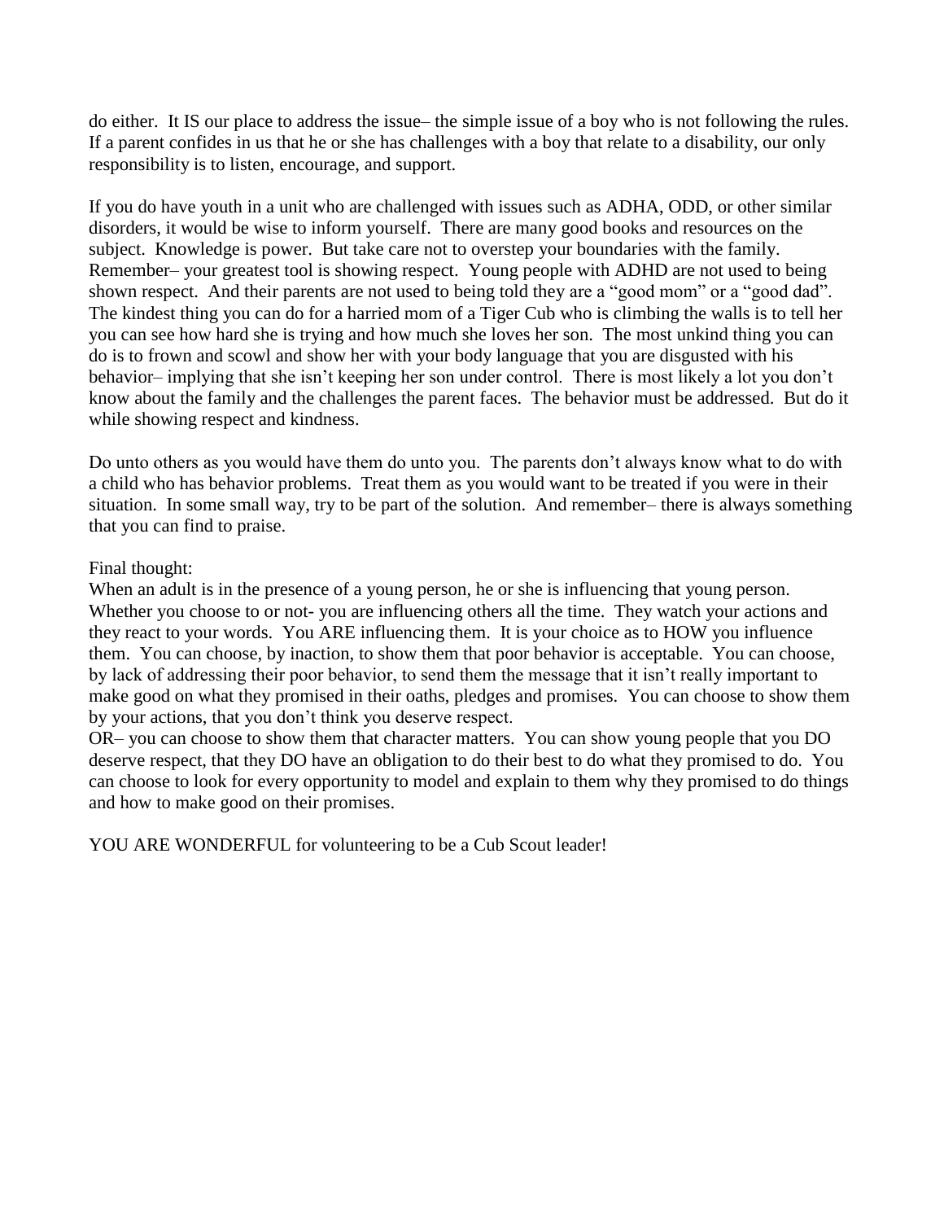do either. It IS our place to address the issue– the simple issue of a boy who is not following the rules. If a parent confides in us that he or she has challenges with a boy that relate to a disability, our only responsibility is to listen, encourage, and support.

If you do have youth in a unit who are challenged with issues such as ADHA, ODD, or other similar disorders, it would be wise to inform yourself. There are many good books and resources on the subject. Knowledge is power. But take care not to overstep your boundaries with the family. Remember– your greatest tool is showing respect. Young people with ADHD are not used to being shown respect. And their parents are not used to being told they are a "good mom" or a "good dad". The kindest thing you can do for a harried mom of a Tiger Cub who is climbing the walls is to tell her you can see how hard she is trying and how much she loves her son. The most unkind thing you can do is to frown and scowl and show her with your body language that you are disgusted with his behavior– implying that she isn't keeping her son under control. There is most likely a lot you don't know about the family and the challenges the parent faces. The behavior must be addressed. But do it while showing respect and kindness.

Do unto others as you would have them do unto you. The parents don't always know what to do with a child who has behavior problems. Treat them as you would want to be treated if you were in their situation. In some small way, try to be part of the solution. And remember– there is always something that you can find to praise.

Final thought:
When an adult is in the presence of a young person, he or she is influencing that young person. Whether you choose to or not- you are influencing others all the time. They watch your actions and they react to your words. You ARE influencing them. It is your choice as to HOW you influence them. You can choose, by inaction, to show them that poor behavior is acceptable. You can choose, by lack of addressing their poor behavior, to send them the message that it isn't really important to make good on what they promised in their oaths, pledges and promises. You can choose to show them by your actions, that you don't think you deserve respect.
OR– you can choose to show them that character matters. You can show young people that you DO deserve respect, that they DO have an obligation to do their best to do what they promised to do. You can choose to look for every opportunity to model and explain to them why they promised to do things and how to make good on their promises.

YOU ARE WONDERFUL for volunteering to be a Cub Scout leader!